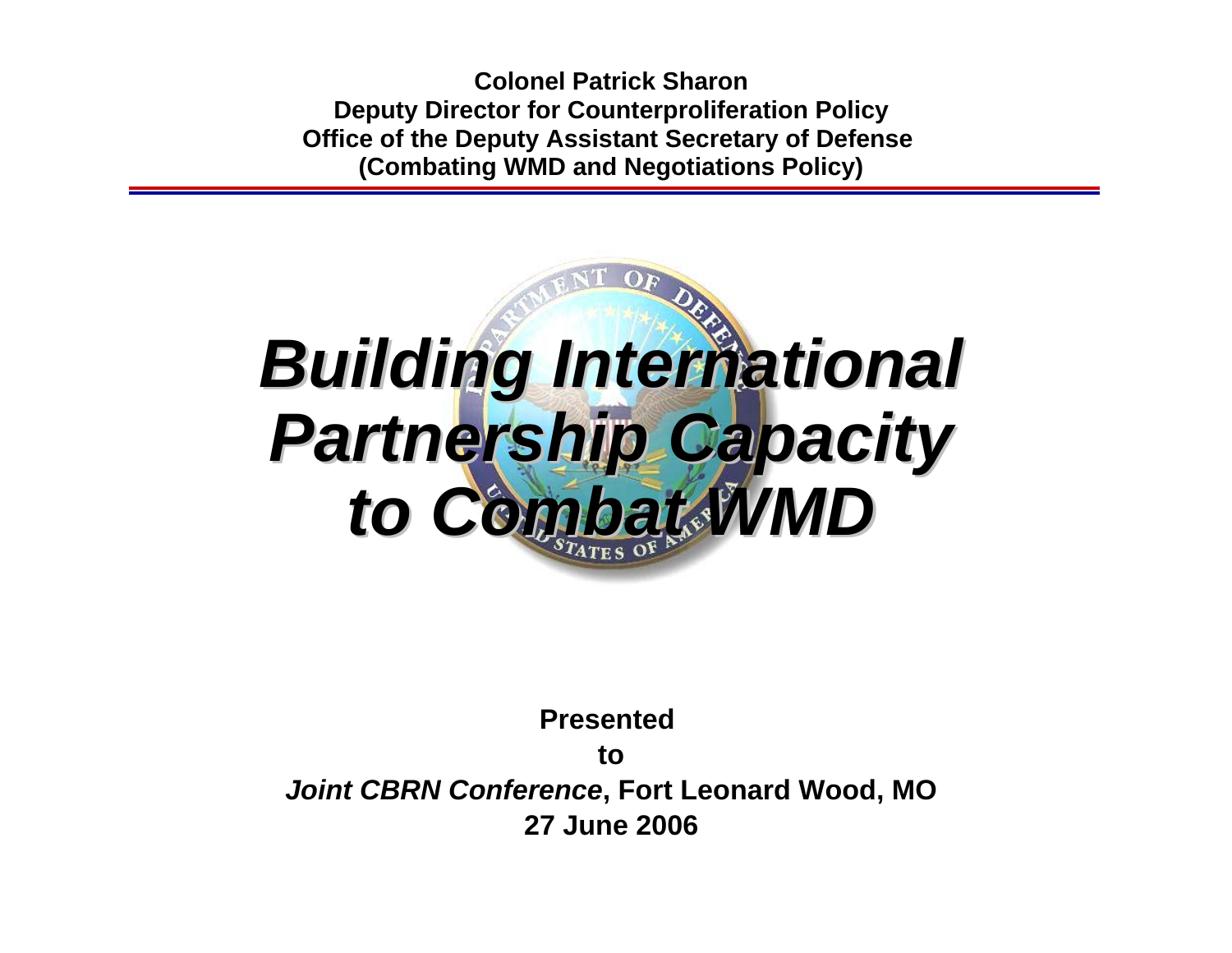**Colonel Patrick Sharon**
**Deputy Director for Counterproliferation Policy**
**Office of the Deputy Assistant Secretary of Defense**
**(Combating WMD and Negotiations Policy)**

# *Building International Partnership Capacity to Combat WMD*

**Presented**

**to**

***Joint CBRN Conference*, Fort Leonard Wood, MO**

**27 June 2006**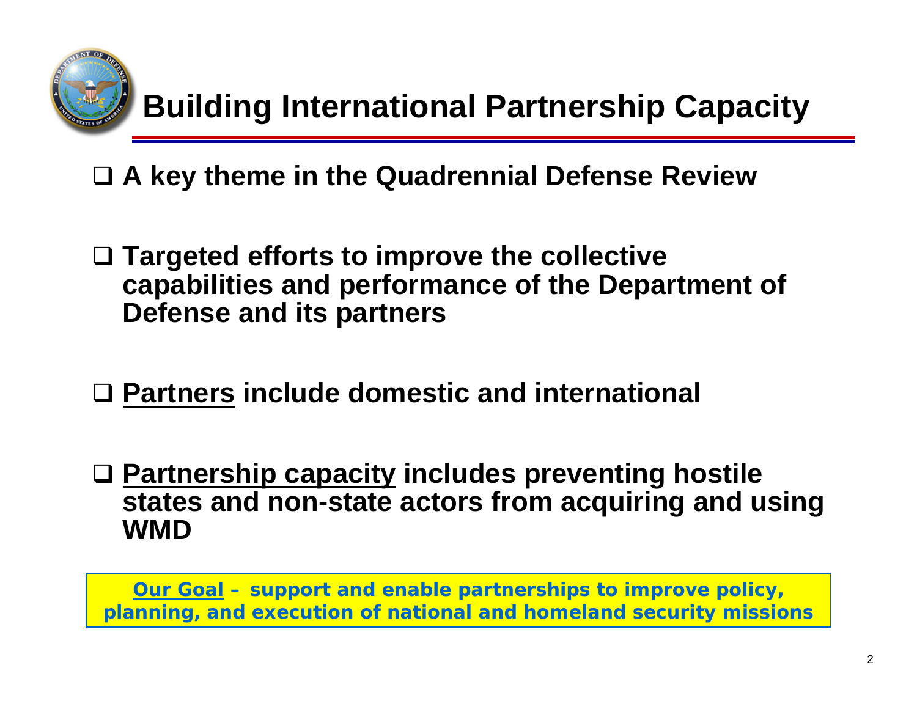# Building International Partnership Capacity

- **A key theme in the Quadrennial Defense Review**
- **Targeted efforts to improve the collective capabilities and performance of the Department of Defense and its partners**
- **<u>Partners</u> include domestic and international**
- **<u>Partnership capacity</u> includes preventing hostile states and non-state actors from acquiring and using WMD**

**<u>Our Goal</u> – support and enable partnerships to improve policy, planning, and execution of national and homeland security missions**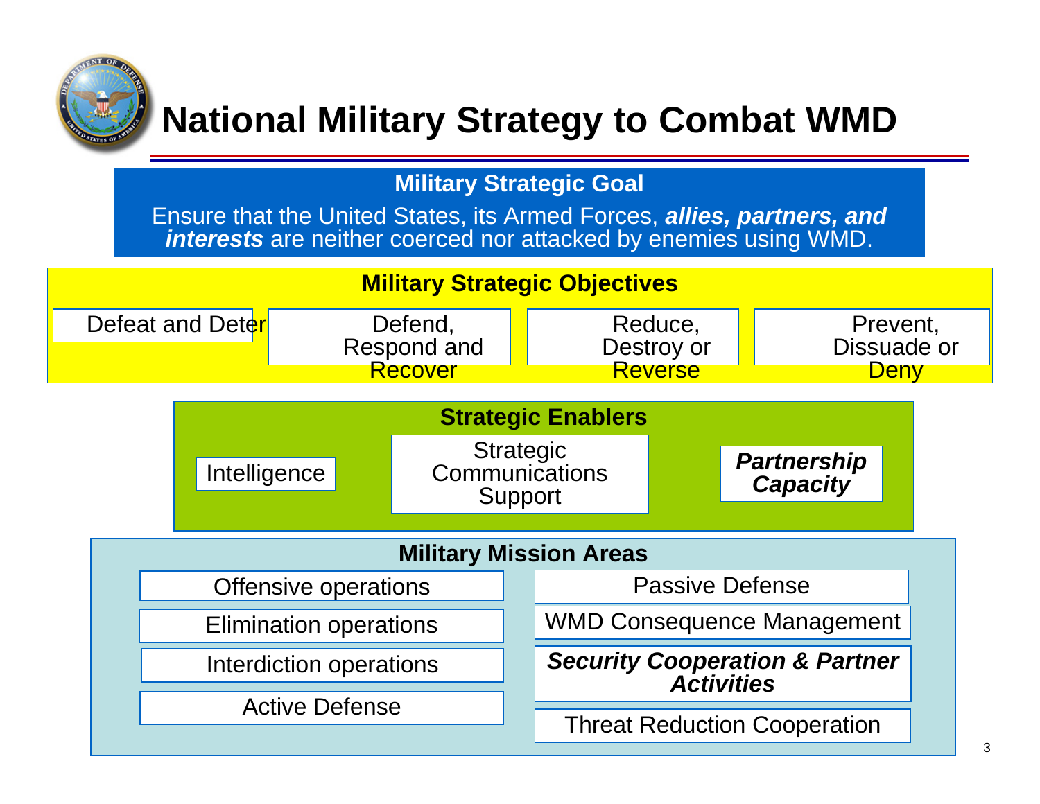# National Military Strategy to Combat WMD

## Military Strategic Goal

Ensure that the United States, its Armed Forces, ***allies, partners, and interests*** are neither coerced nor attacked by enemies using WMD.

## Military Strategic Objectives

- Defeat and Deter
- Defend, Respond and Recover
- Reduce, Destroy or Reverse
- Prevent, Dissuade or Deny

## Strategic Enablers

- Intelligence
- Strategic Communications Support
- ***Partnership Capacity***

## Military Mission Areas

- Offensive operations
- Elimination operations
- Interdiction operations
- Active Defense
- Passive Defense
- WMD Consequence Management
- ***Security Cooperation & Partner Activities***
- Threat Reduction Cooperation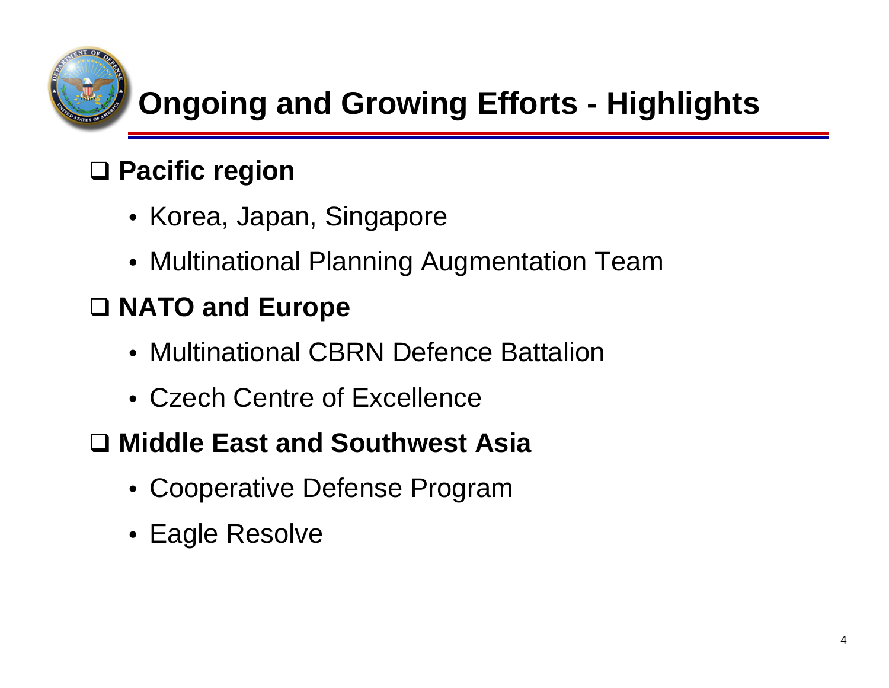# Ongoing and Growing Efforts - Highlights

- **Pacific region**
  - Korea, Japan, Singapore
  - Multinational Planning Augmentation Team
- **NATO and Europe**
  - Multinational CBRN Defence Battalion
  - Czech Centre of Excellence
- **Middle East and Southwest Asia**
  - Cooperative Defense Program
  - Eagle Resolve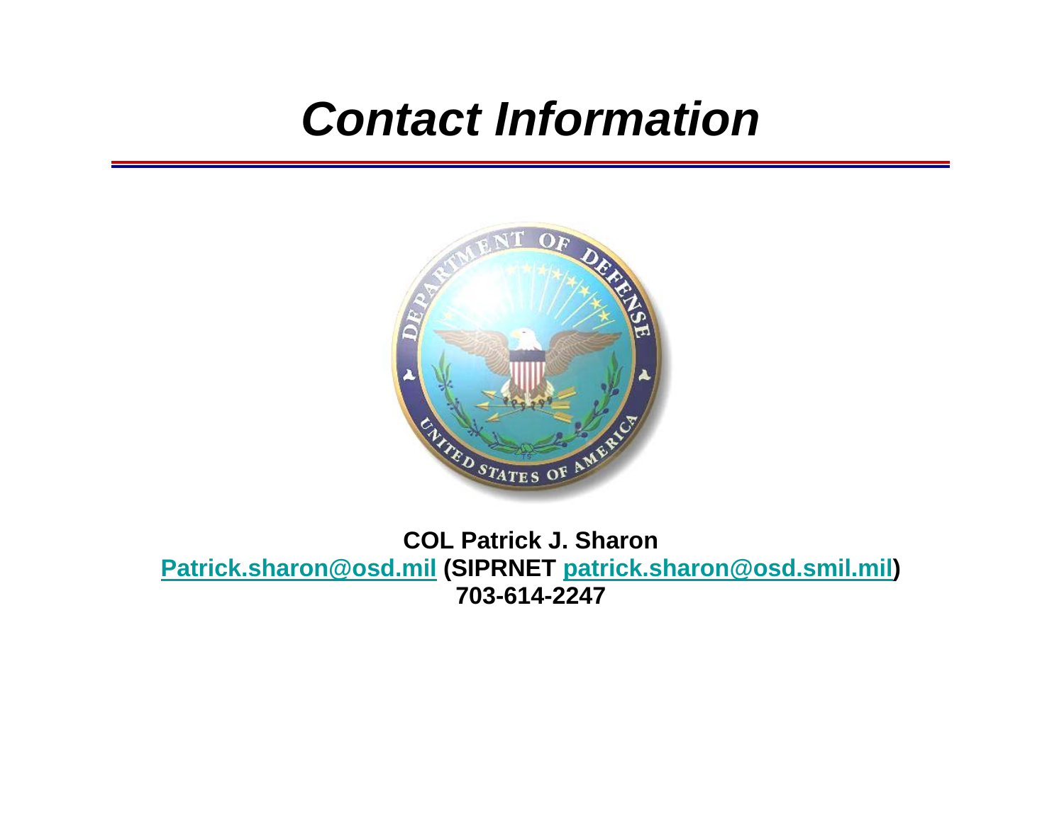# *Contact Information*

**COL Patrick J. Sharon**
**Patrick.sharon@osd.mil (SIPRNET patrick.sharon@osd.smil.mil)**
**703-614-2247**